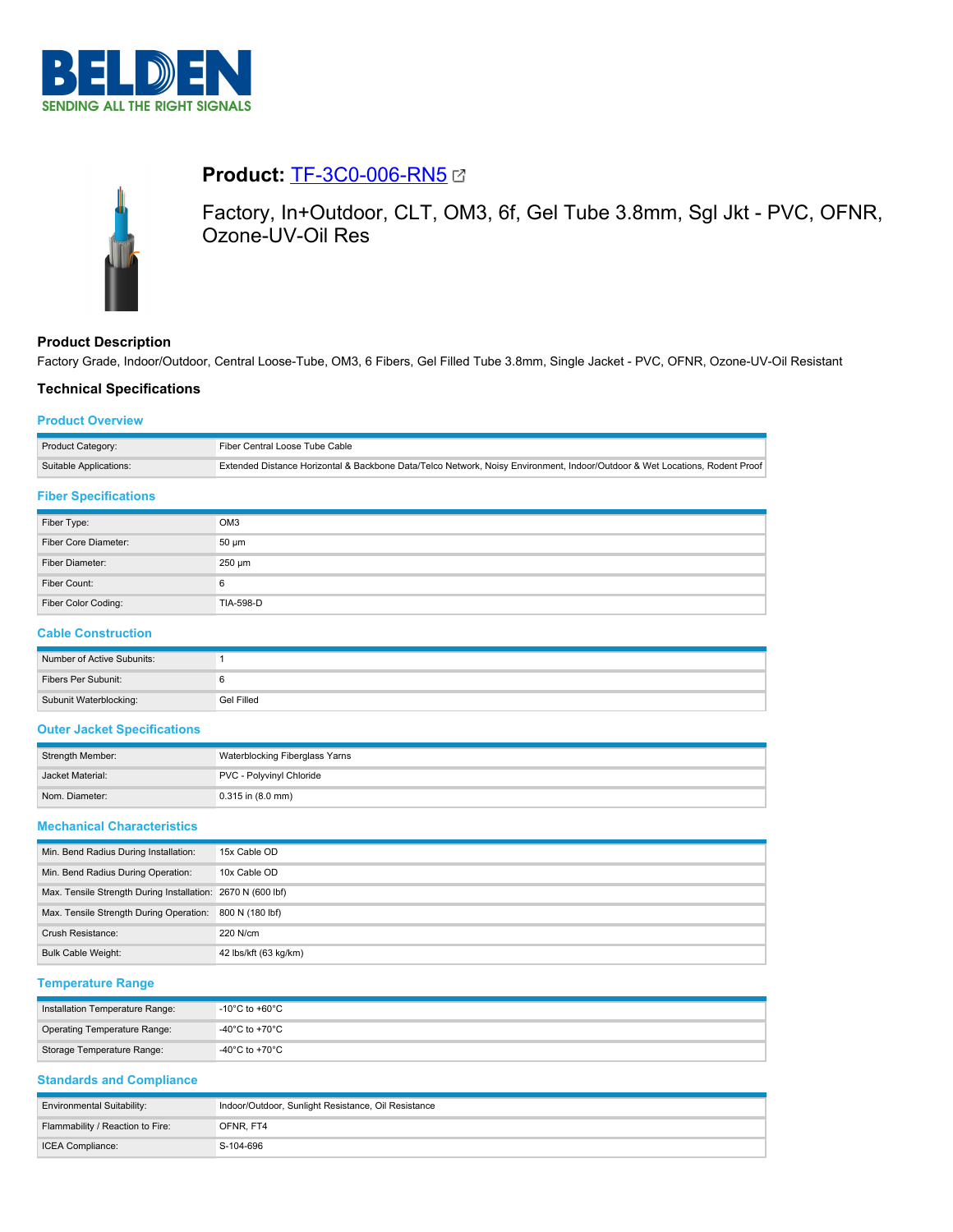# Product: TF-3C0-006-RN5

Factory, In+Outdoor, CLT, OM3, 6f, Gel Tube 3.8mm, Sgl Jkt - PVC, OFNR, Ozone-UV-Oil Res

## Product Description

Factory Grade, Indoor/Outdoor, Central Loose-Tube, OM3, 6 Fibers, Gel Filled Tube 3.8mm, Single Jacket - PVC, OFNR, Ozone-UV-Oil Resistant

## Technical Specifications

### Product Overview

| | |
|---|---|
| Product Category: | Fiber Central Loose Tube Cable |
| Suitable Applications: | Extended Distance Horizontal & Backbone Data/Telco Network, Noisy Environment, Indoor/Outdoor & Wet Locations, Rodent Proof |

### Fiber Specifications

| | |
|---|---|
| Fiber Type: | OM3 |
| Fiber Core Diameter: | 50 µm |
| Fiber Diameter: | 250 µm |
| Fiber Count: | 6 |
| Fiber Color Coding: | TIA-598-D |

### Cable Construction

| | |
|---|---|
| Number of Active Subunits: | 1 |
| Fibers Per Subunit: | 6 |
| Subunit Waterblocking: | Gel Filled |

### Outer Jacket Specifications

| | |
|---|---|
| Strength Member: | Waterblocking Fiberglass Yarns |
| Jacket Material: | PVC - Polyvinyl Chloride |
| Nom. Diameter: | 0.315 in (8.0 mm) |

### Mechanical Characteristics

| | |
|---|---|
| Min. Bend Radius During Installation: | 15x Cable OD |
| Min. Bend Radius During Operation: | 10x Cable OD |
| Max. Tensile Strength During Installation: | 2670 N (600 lbf) |
| Max. Tensile Strength During Operation: | 800 N (180 lbf) |
| Crush Resistance: | 220 N/cm |
| Bulk Cable Weight: | 42 lbs/kft (63 kg/km) |

### Temperature Range

| | |
|---|---|
| Installation Temperature Range: | -10°C to +60°C |
| Operating Temperature Range: | -40°C to +70°C |
| Storage Temperature Range: | -40°C to +70°C |

### Standards and Compliance

| | |
|---|---|
| Environmental Suitability: | Indoor/Outdoor, Sunlight Resistance, Oil Resistance |
| Flammability / Reaction to Fire: | OFNR, FT4 |
| ICEA Compliance: | S-104-696 |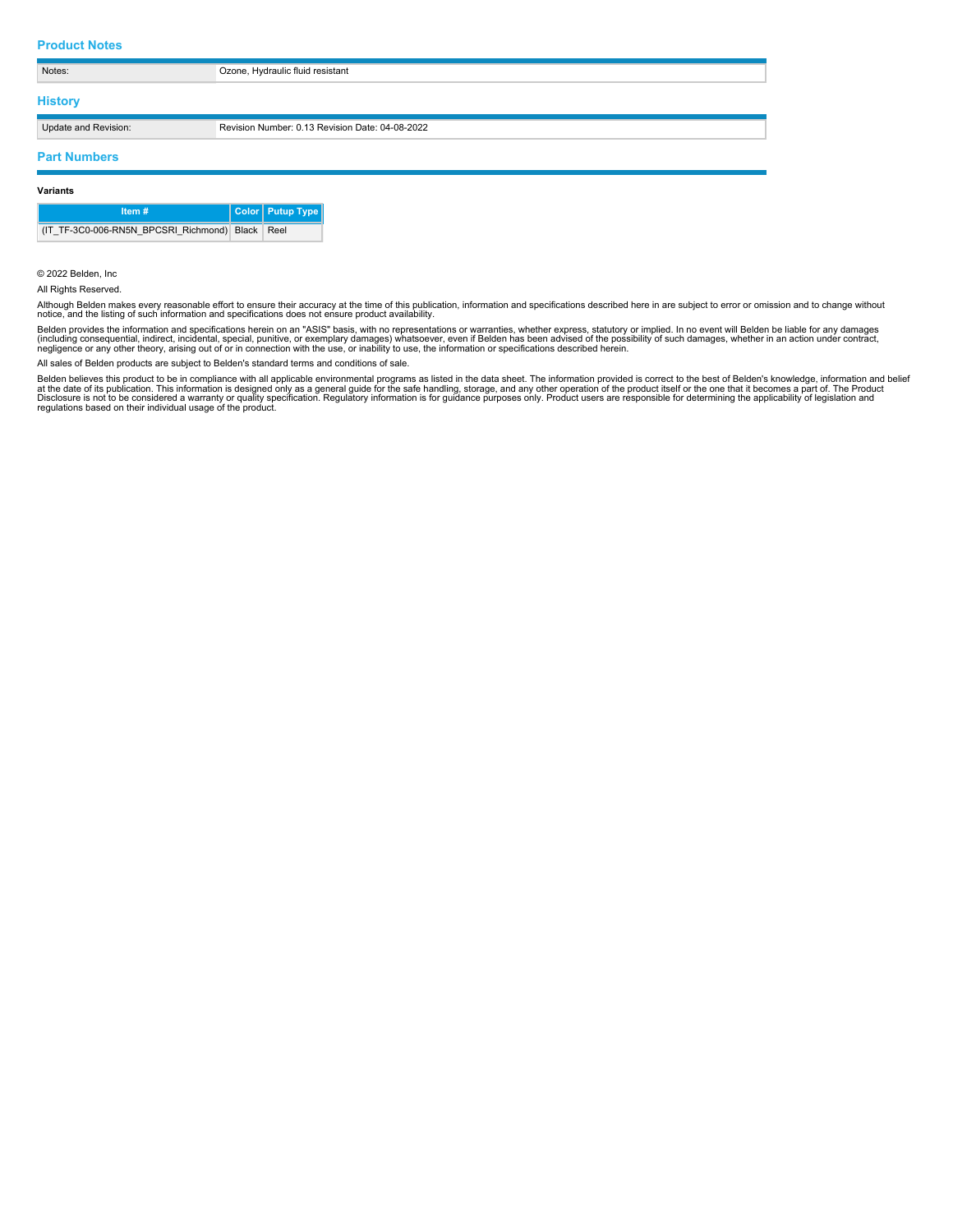## Product Notes

| | |
|---|---|
| Notes: | Ozone, Hydraulic fluid resistant |

## History

| | |
|---|---|
| Update and Revision: | Revision Number: 0.13 Revision Date: 04-08-2022 |

## Part Numbers

**Variants**

| Item # | Color | Putup Type |
|---|---|---|
| (IT_TF-3C0-006-RN5N_BPCSRI_Richmond) | Black | Reel |

© 2022 Belden, Inc

All Rights Reserved.

Although Belden makes every reasonable effort to ensure their accuracy at the time of this publication, information and specifications described here in are subject to error or omission and to change without notice, and the listing of such information and specifications does not ensure product availability.

Belden provides the information and specifications herein on an "ASIS" basis, with no representations or warranties, whether express, statutory or implied. In no event will Belden be liable for any damages (including consequential, indirect, incidental, special, punitive, or exemplary damages) whatsoever, even if Belden has been advised of the possibility of such damages, whether in an action under contract, negligence or any other theory, arising out of or in connection with the use, or inability to use, the information or specifications described herein.

All sales of Belden products are subject to Belden's standard terms and conditions of sale.

Belden believes this product to be in compliance with all applicable environmental programs as listed in the data sheet. The information provided is correct to the best of Belden's knowledge, information and belief at the date of its publication. This information is designed only as a general guide for the safe handling, storage, and any other operation of the product itself or the one that it becomes a part of. The Product Disclosure is not to be considered a warranty or quality specification. Regulatory information is for guidance purposes only. Product users are responsible for determining the applicability of legislation and regulations based on their individual usage of the product.